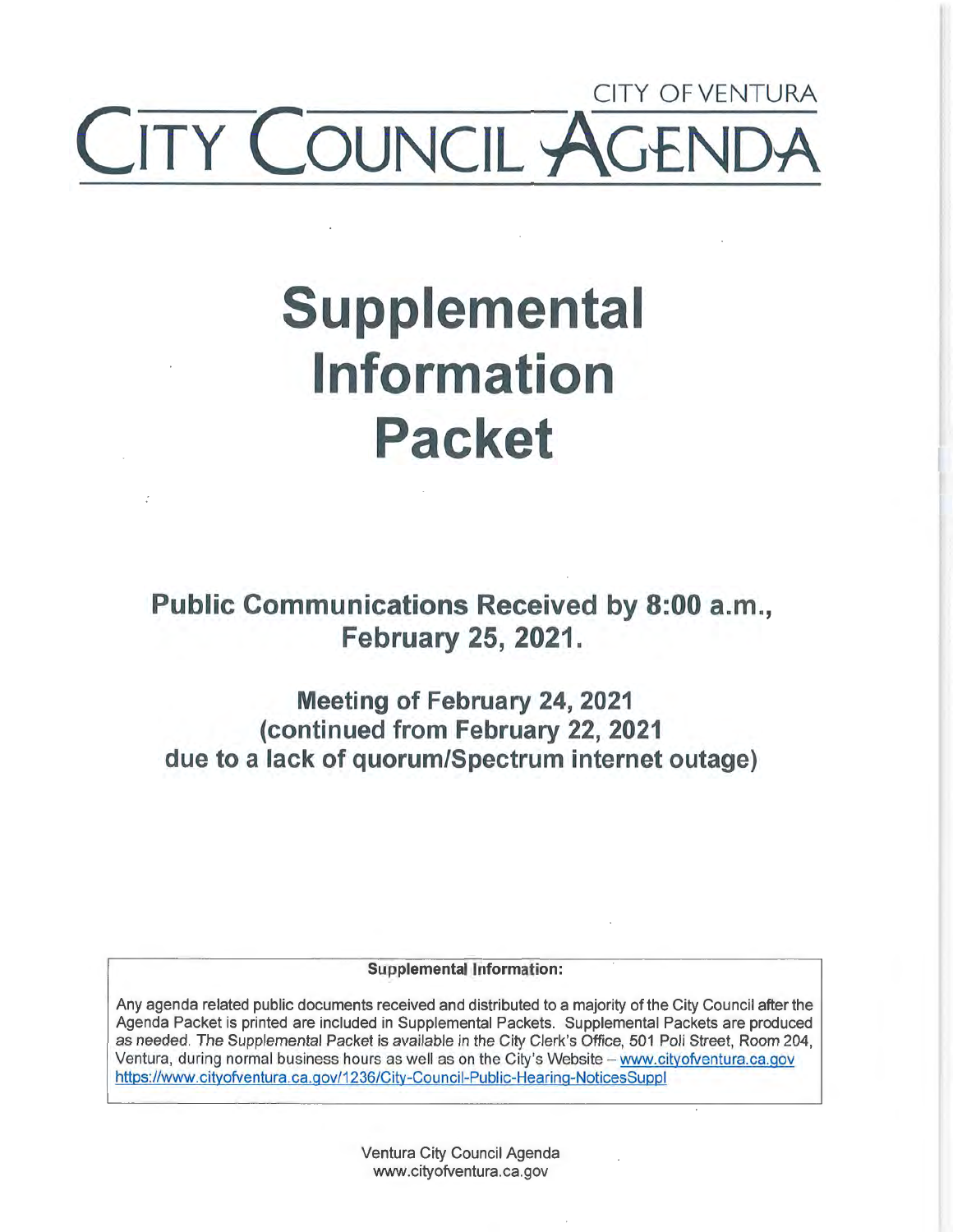CITY OF VENTURA

# CITY COUNCIL AGENDA

# Supplemental Information Packet

## Public Communications Received by 8:00 a.m., February 25, 2021.

## Meeting of February 24, 2021 (continued from February 22, 2021 due to a lack of quorum/Spectrum internet outage)

**Supplemental Information:**

Any agenda related public documents received and distributed to a majority of the City Council after the Agenda Packet is printed are included in Supplemental Packets. Supplemental Packets are produced as needed. *The Supplemental Packet is available in the City Clerk's Office, 501 Poli Street, Room 204, Ventura, during normal business hours as well as on the City's Website* – www.cityofventura.ca.gov https://www.cityofventura.ca.gov/1236/City-Council-Public-Hearing-NoticesSuppl

Ventura City Council Agenda
www.cityofventura.ca.gov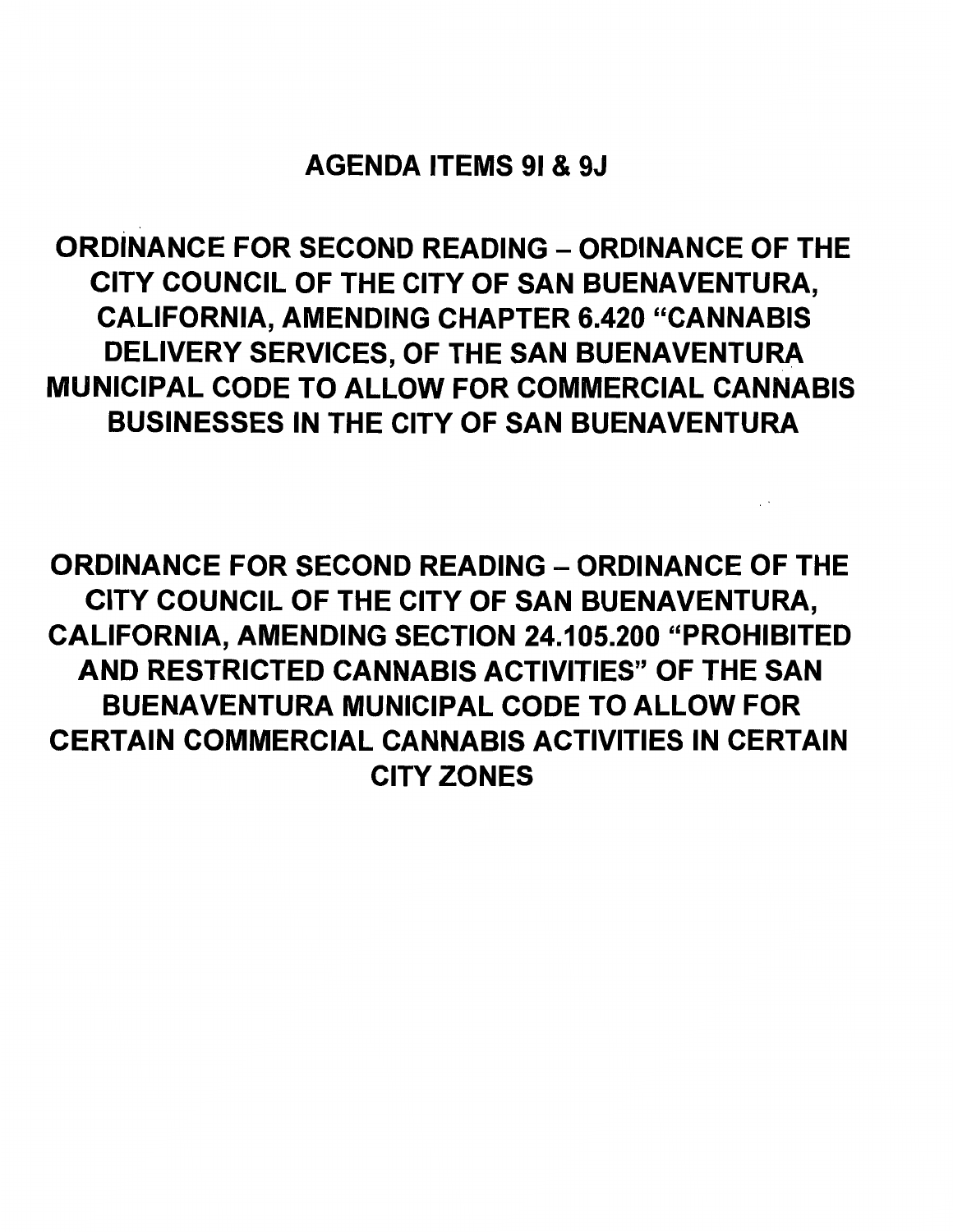# AGENDA ITEMS 9I & 9J

## ORDINANCE FOR SECOND READING – ORDINANCE OF THE CITY COUNCIL OF THE CITY OF SAN BUENAVENTURA, CALIFORNIA, AMENDING CHAPTER 6.420 "CANNABIS DELIVERY SERVICES, OF THE SAN BUENAVENTURA MUNICIPAL CODE TO ALLOW FOR COMMERCIAL CANNABIS BUSINESSES IN THE CITY OF SAN BUENAVENTURA

## ORDINANCE FOR SECOND READING – ORDINANCE OF THE CITY COUNCIL OF THE CITY OF SAN BUENAVENTURA, CALIFORNIA, AMENDING SECTION 24.105.200 "PROHIBITED AND RESTRICTED CANNABIS ACTIVITIES" OF THE SAN BUENAVENTURA MUNICIPAL CODE TO ALLOW FOR CERTAIN COMMERCIAL CANNABIS ACTIVITIES IN CERTAIN CITY ZONES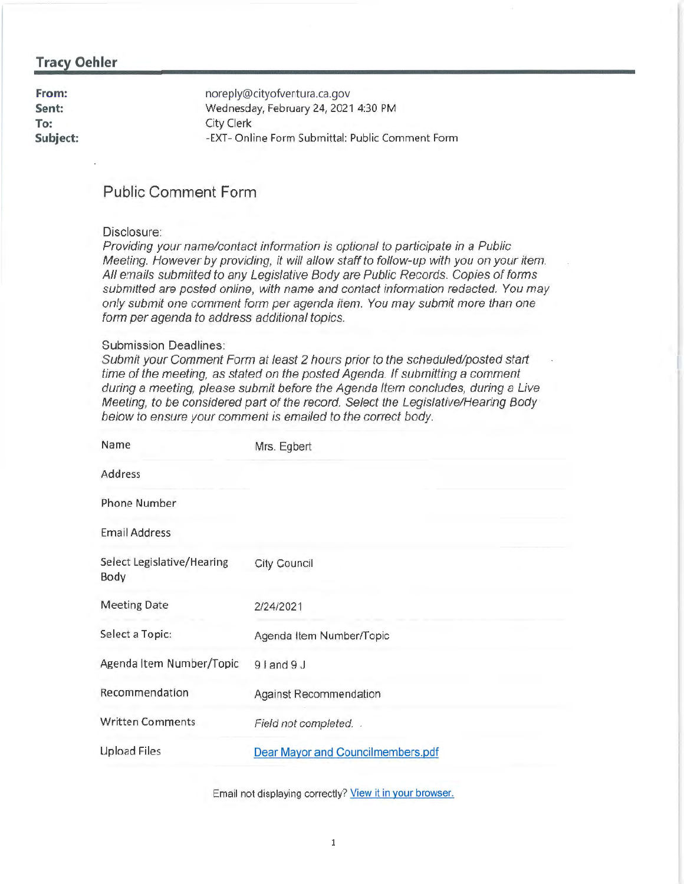## Tracy Oehler

**From:** noreply@cityofventura.ca.gov
**Sent:** Wednesday, February 24, 2021 4:30 PM
**To:** City Clerk
**Subject:** -EXT- Online Form Submittal: Public Comment Form

# Public Comment Form

Disclosure:
*Providing your name/contact information is optional to participate in a Public Meeting. However by providing, it will allow staff to follow-up with you on your item. All emails submitted to any Legislative Body are Public Records. Copies of forms submitted are posted online, with name and contact information redacted. You may only submit one comment form per agenda item. You may submit more than one form per agenda to address additional topics.*

Submission Deadlines:
*Submit your Comment Form at least 2 hours prior to the scheduled/posted start time of the meeting, as stated on the posted Agenda. If submitting a comment during a meeting, please submit before the Agenda Item concludes, during a Live Meeting, to be considered part of the record. Select the Legislative/Hearing Body below to ensure your comment is emailed to the correct body.*

| | |
|---|---|
| Name | Mrs. Egbert |
| Address | |
| Phone Number | |
| Email Address | |
| Select Legislative/Hearing Body | City Council |
| Meeting Date | 2/24/2021 |
| Select a Topic: | Agenda Item Number/Topic |
| Agenda Item Number/Topic | 9 I and 9 J |
| Recommendation | Against Recommendation |
| Written Comments | *Field not completed.* |
| Upload Files | [Dear Mayor and Councilmembers.pdf]() |

Email not displaying correctly? [View it in your browser.]()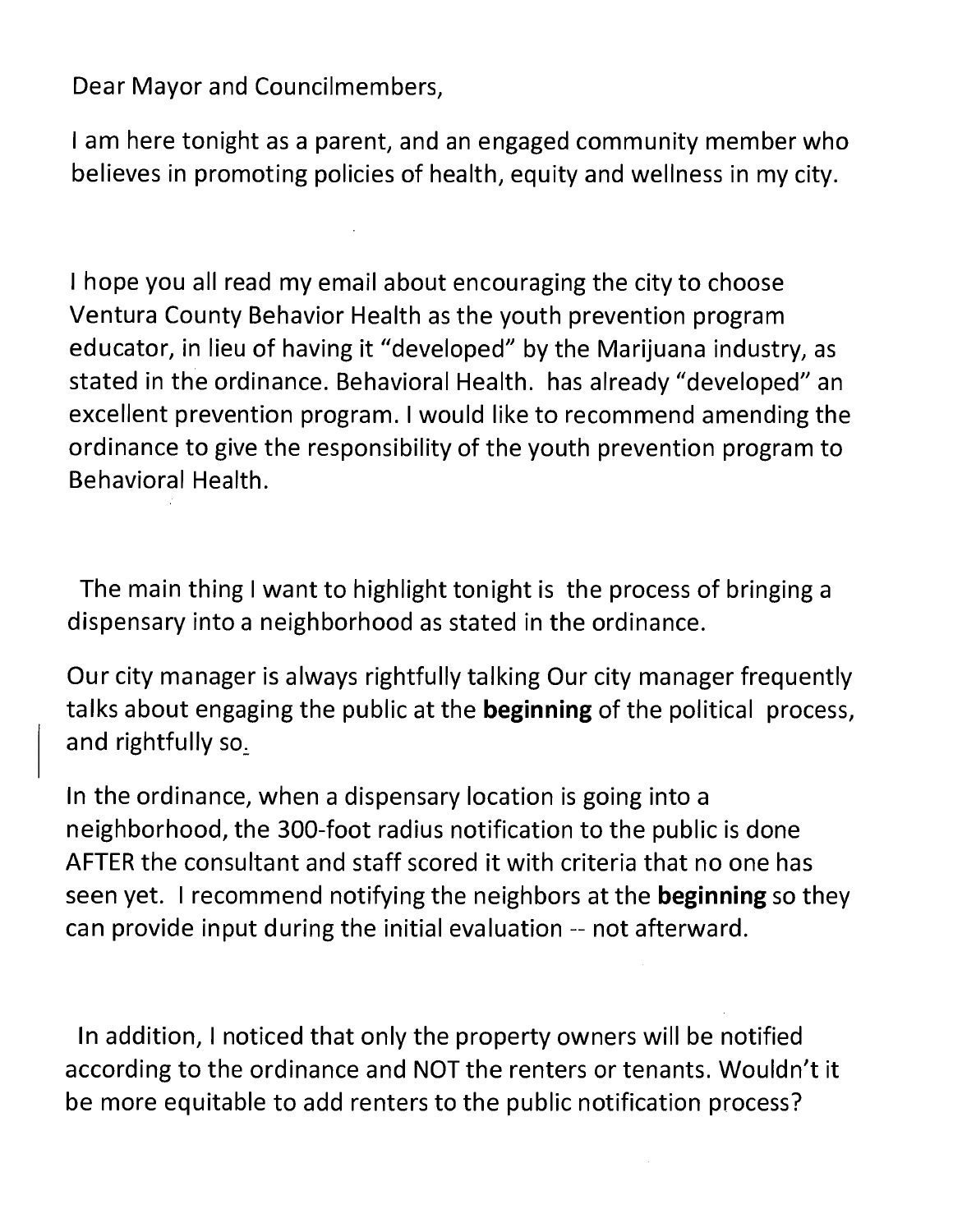Dear Mayor and Councilmembers,

I am here tonight as a parent, and an engaged community member who believes in promoting policies of health, equity and wellness in my city.

I hope you all read my email about encouraging the city to choose Ventura County Behavior Health as the youth prevention program educator, in lieu of having it "developed" by the Marijuana industry, as stated in the ordinance. Behavioral Health. has already "developed" an excellent prevention program. I would like to recommend amending the ordinance to give the responsibility of the youth prevention program to Behavioral Health.

The main thing I want to highlight tonight is the process of bringing a dispensary into a neighborhood as stated in the ordinance.

Our city manager is always rightfully talking Our city manager frequently talks about engaging the public at the **beginning** of the political process, and rightfully so.

In the ordinance, when a dispensary location is going into a neighborhood, the 300-foot radius notification to the public is done AFTER the consultant and staff scored it with criteria that no one has seen yet. I recommend notifying the neighbors at the **beginning** so they can provide input during the initial evaluation -- not afterward.

In addition, I noticed that only the property owners will be notified according to the ordinance and NOT the renters or tenants. Wouldn't it be more equitable to add renters to the public notification process?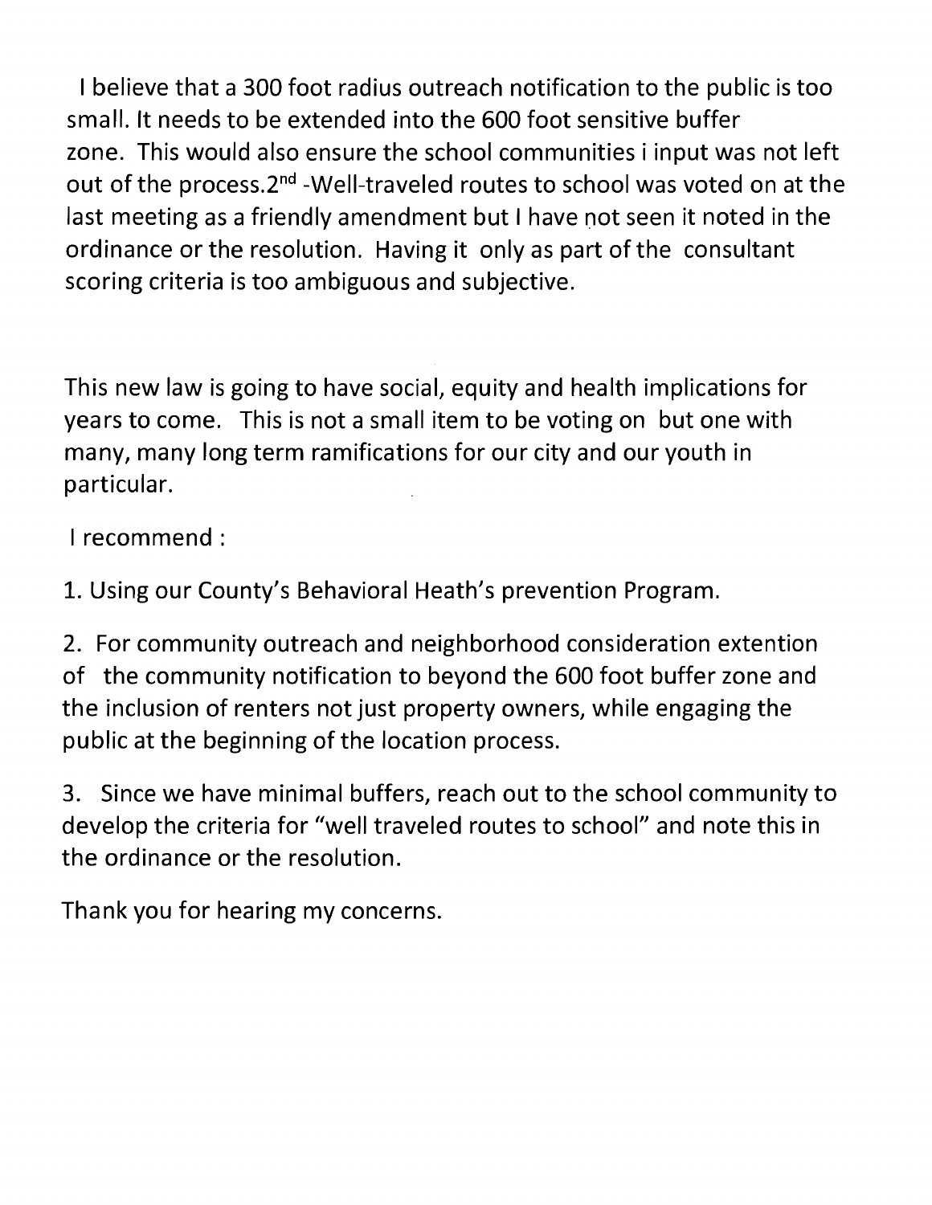I believe that a 300 foot radius outreach notification to the public is too small. It needs to be extended into the 600 foot sensitive buffer zone. This would also ensure the school communities i input was not left out of the process.2nd -Well-traveled routes to school was voted on at the last meeting as a friendly amendment but I have not seen it noted in the ordinance or the resolution. Having it only as part of the consultant scoring criteria is too ambiguous and subjective.

This new law is going to have social, equity and health implications for years to come. This is not a small item to be voting on but one with many, many long term ramifications for our city and our youth in particular.

I recommend :

1. Using our County's Behavioral Heath's prevention Program.

2. For community outreach and neighborhood consideration extention of the community notification to beyond the 600 foot buffer zone and the inclusion of renters not just property owners, while engaging the public at the beginning of the location process.

3. Since we have minimal buffers, reach out to the school community to develop the criteria for "well traveled routes to school" and note this in the ordinance or the resolution.

Thank you for hearing my concerns.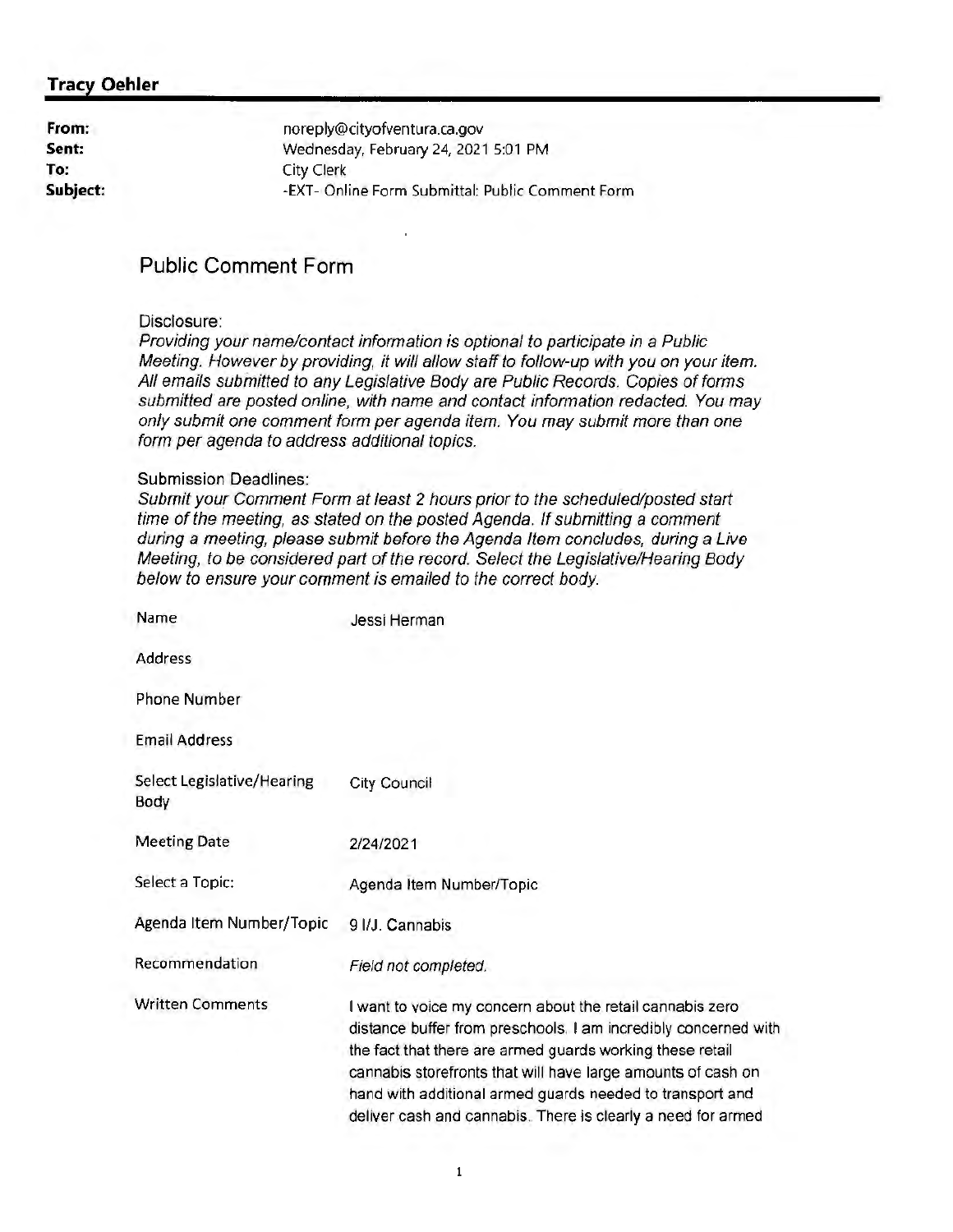**Tracy Oehler**

| | |
|---|---|
| **From:** | noreply@cityofventura.ca.gov |
| **Sent:** | Wednesday, February 24, 2021 5:01 PM |
| **To:** | City Clerk |
| **Subject:** | -EXT- Online Form Submittal: Public Comment Form |

## Public Comment Form

Disclosure:
*Providing your name/contact information is optional to participate in a Public Meeting. However by providing, it will allow staff to follow-up with you on your item. All emails submitted to any Legislative Body are Public Records. Copies of forms submitted are posted online, with name and contact information redacted. You may only submit one comment form per agenda item. You may submit more than one form per agenda to address additional topics.*

Submission Deadlines:
*Submit your Comment Form at least 2 hours prior to the scheduled/posted start time of the meeting, as stated on the posted Agenda. If submitting a comment during a meeting, please submit before the Agenda Item concludes, during a Live Meeting, to be considered part of the record. Select the Legislative/Hearing Body below to ensure your comment is emailed to the correct body.*

| | |
|---|---|
| Name | Jessi Herman |
| Address | |
| Phone Number | |
| Email Address | |
| Select Legislative/Hearing Body | City Council |
| Meeting Date | 2/24/2021 |
| Select a Topic: | Agenda Item Number/Topic |
| Agenda Item Number/Topic | 9 I/J. Cannabis |
| Recommendation | *Field not completed.* |
| Written Comments | I want to voice my concern about the retail cannabis zero distance buffer from preschools. I am incredibly concerned with the fact that there are armed guards working these retail cannabis storefronts that will have large amounts of cash on hand with additional armed guards needed to transport and deliver cash and cannabis. There is clearly a need for armed |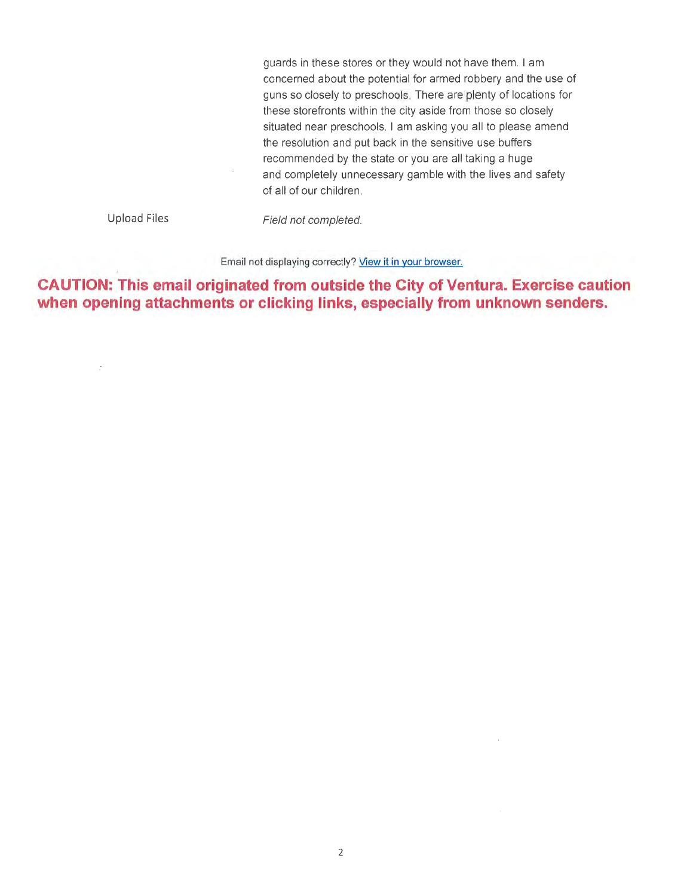guards in these stores or they would not have them. I am concerned about the potential for armed robbery and the use of guns so closely to preschools. There are plenty of locations for these storefronts within the city aside from those so closely situated near preschools. I am asking you all to please amend the resolution and put back in the sensitive use buffers recommended by the state or you are all taking a huge and completely unnecessary gamble with the lives and safety of all of our children.

| | |
|---|---|
| Upload Files | *Field not completed.* |

Email not displaying correctly? [View it in your browser.]

**CAUTION: This email originated from outside the City of Ventura. Exercise caution when opening attachments or clicking links, especially from unknown senders.**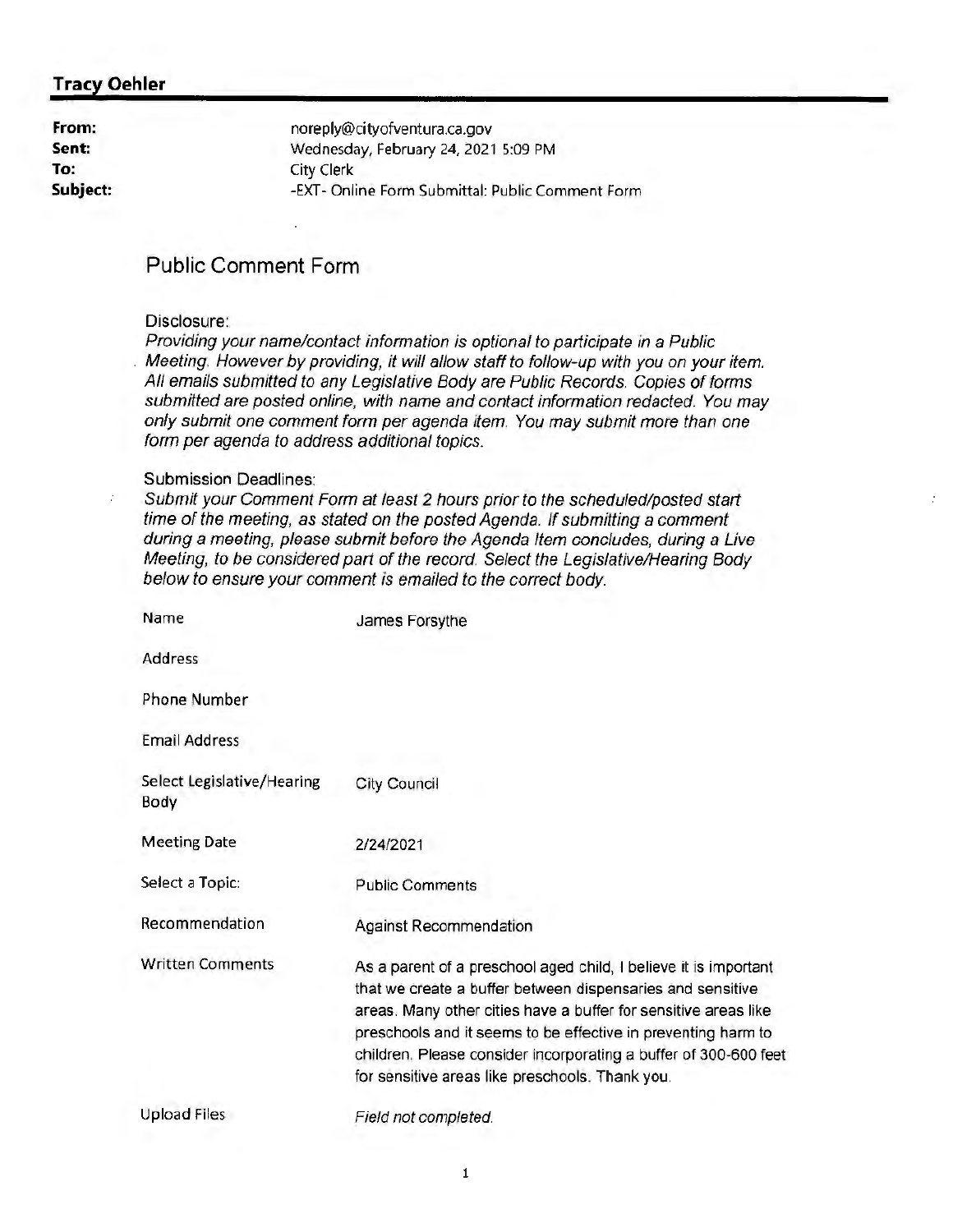**Tracy Oehler**

| | |
|---|---|
| **From:** | noreply@cityofventura.ca.gov |
| **Sent:** | Wednesday, February 24, 2021 5:09 PM |
| **To:** | City Clerk |
| **Subject:** | -EXT- Online Form Submittal: Public Comment Form |

## Public Comment Form

Disclosure:

*Providing your name/contact information is optional to participate in a Public Meeting. However by providing, it will allow staff to follow-up with you on your item. All emails submitted to any Legislative Body are Public Records. Copies of forms submitted are posted online, with name and contact information redacted. You may only submit one comment form per agenda item. You may submit more than one form per agenda to address additional topics.*

Submission Deadlines:

*Submit your Comment Form at least 2 hours prior to the scheduled/posted start time of the meeting, as stated on the posted Agenda. If submitting a comment during a meeting, please submit before the Agenda Item concludes, during a Live Meeting, to be considered part of the record. Select the Legislative/Hearing Body below to ensure your comment is emailed to the correct body.*

| | |
|---|---|
| Name | James Forsythe |
| Address | |
| Phone Number | |
| Email Address | |
| Select Legislative/Hearing Body | City Council |
| Meeting Date | 2/24/2021 |
| Select a Topic: | Public Comments |
| Recommendation | Against Recommendation |
| Written Comments | As a parent of a preschool aged child, I believe it is important that we create a buffer between dispensaries and sensitive areas. Many other cities have a buffer for sensitive areas like preschools and it seems to be effective in preventing harm to children. Please consider incorporating a buffer of 300-600 feet for sensitive areas like preschools. Thank you. |
| Upload Files | *Field not completed.* |